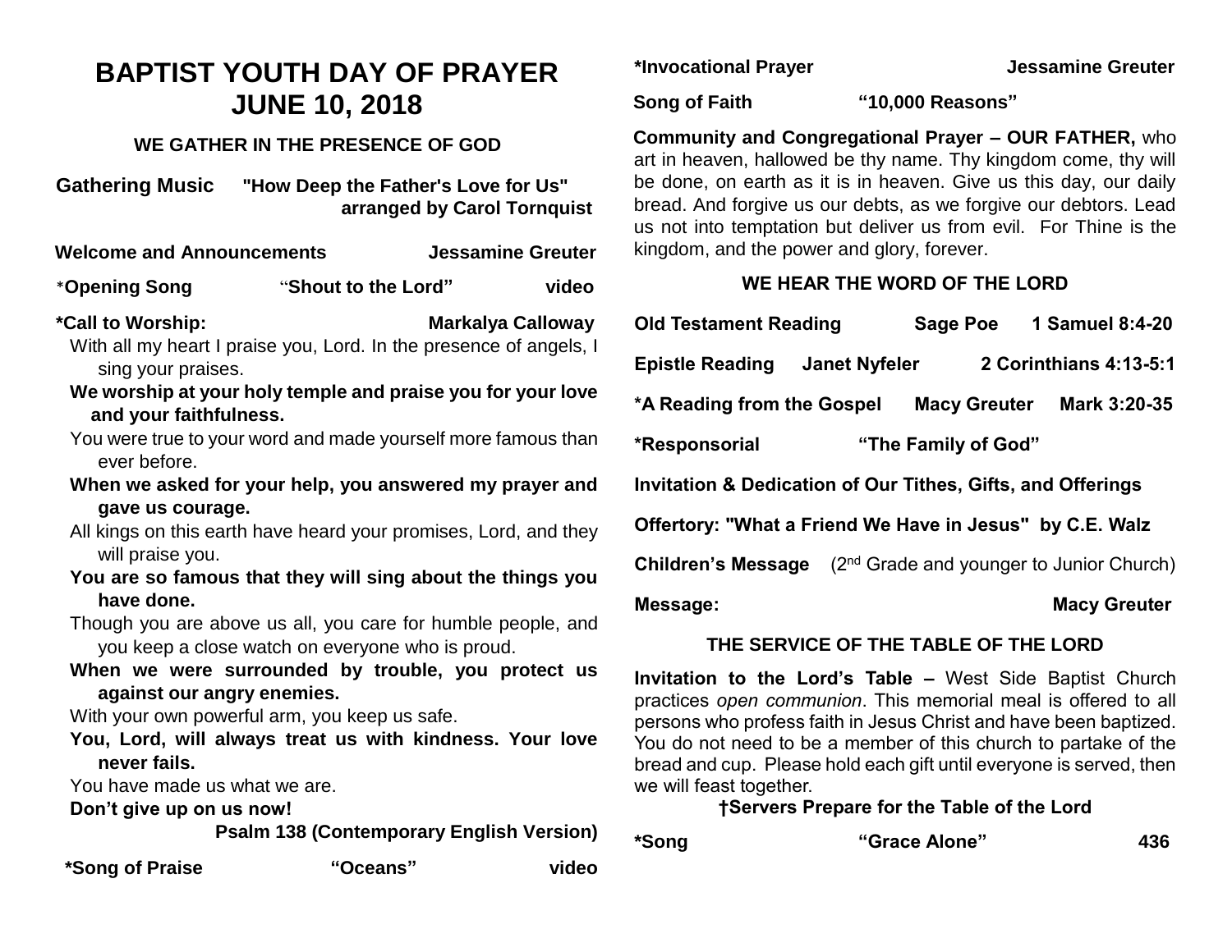# BAPTIST YOUTH DAY OF PRAYER
# JUNE 10, 2018

### WE GATHER IN THE PRESENCE OF GOD

**Gathering Music** **"How Deep the Father's Love for Us"**
**arranged by Carol Tornquist**

**Welcome and Announcements** **Jessamine Greuter**

*__Opening Song__ "**Shout to the Lord"** **video**

***Call to Worship:** **Markalya Calloway**

With all my heart I praise you, Lord. In the presence of angels, I sing your praises.

**We worship at your holy temple and praise you for your love and your faithfulness.**

You were true to your word and made yourself more famous than ever before.

**When we asked for your help, you answered my prayer and gave us courage.**

All kings on this earth have heard your promises, Lord, and they will praise you.

**You are so famous that they will sing about the things you have done.**

Though you are above us all, you care for humble people, and you keep a close watch on everyone who is proud.

**When we were surrounded by trouble, you protect us against our angry enemies.**

With your own powerful arm, you keep us safe.

**You, Lord, will always treat us with kindness. Your love never fails.**

You have made us what we are.

**Don't give up on us now!**

**Psalm 138 (Contemporary English Version)**

***Song of Praise** **"Oceans"** **video**

***Invocational Prayer** **Jessamine Greuter**

**Song of Faith** **"10,000 Reasons"**

**Community and Congregational Prayer – OUR FATHER,** who art in heaven, hallowed be thy name. Thy kingdom come, thy will be done, on earth as it is in heaven. Give us this day, our daily bread. And forgive us our debts, as we forgive our debtors. Lead us not into temptation but deliver us from evil. For Thine is the kingdom, and the power and glory, forever.

### WE HEAR THE WORD OF THE LORD

**Old Testament Reading** **Sage Poe** **1 Samuel 8:4-20**

**Epistle Reading** **Janet Nyfeler** **2 Corinthians 4:13-5:1**

***A Reading from the Gospel** **Macy Greuter** **Mark 3:20-35**

***Responsorial** **"The Family of God"**

**Invitation & Dedication of Our Tithes, Gifts, and Offerings**

**Offertory: "What a Friend We Have in Jesus" by C.E. Walz**

**Children's Message** (2nd Grade and younger to Junior Church)

**Message:** **Macy Greuter**

### THE SERVICE OF THE TABLE OF THE LORD

**Invitation to the Lord's Table –** West Side Baptist Church practices *open communion*. This memorial meal is offered to all persons who profess faith in Jesus Christ and have been baptized. You do not need to be a member of this church to partake of the bread and cup. Please hold each gift until everyone is served, then we will feast together.

**†Servers Prepare for the Table of the Lord**

***Song** **"Grace Alone"** **436**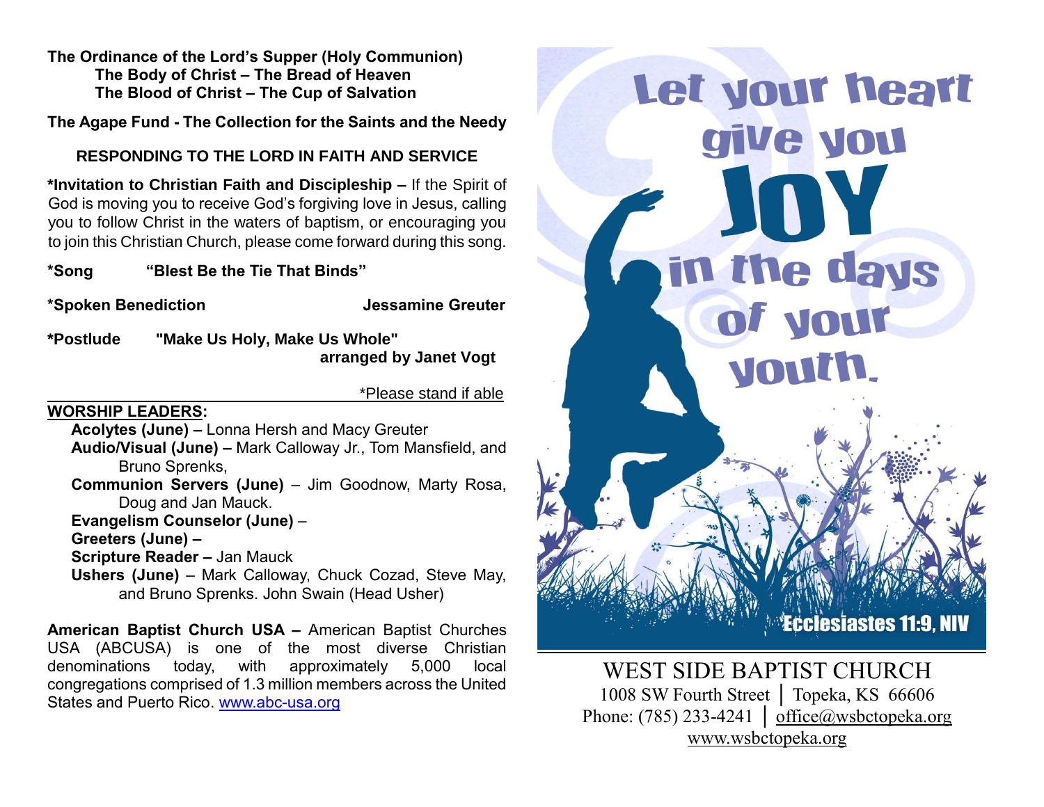**The Ordinance of the Lord's Supper (Holy Communion)**
**The Body of Christ – The Bread of Heaven**
**The Blood of Christ – The Cup of Salvation**

**The Agape Fund - The Collection for the Saints and the Needy**

## RESPONDING TO THE LORD IN FAITH AND SERVICE

***Invitation to Christian Faith and Discipleship –** If the Spirit of God is moving you to receive God's forgiving love in Jesus, calling you to follow Christ in the waters of baptism, or encouraging you to join this Christian Church, please come forward during this song.

***Song** **"Blest Be the Tie That Binds"**

***Spoken Benediction** **Jessamine Greuter**

***Postlude** **"Make Us Holy, Make Us Whole"**
**arranged by Janet Vogt**

*Please stand if able

**WORSHIP LEADERS:**

**Acolytes (June) –** Lonna Hersh and Macy Greuter
**Audio/Visual (June) –** Mark Calloway Jr., Tom Mansfield, and Bruno Sprenks,
**Communion Servers (June)** – Jim Goodnow, Marty Rosa, Doug and Jan Mauck.
**Evangelism Counselor (June)** –
**Greeters (June) –**
**Scripture Reader –** Jan Mauck
**Ushers (June)** – Mark Calloway, Chuck Cozad, Steve May, and Bruno Sprenks. John Swain (Head Usher)

**American Baptist Church USA –** American Baptist Churches USA (ABCUSA) is one of the most diverse Christian denominations today, with approximately 5,000 local congregations comprised of 1.3 million members across the United States and Puerto Rico. www.abc-usa.org

Let your heart give you JOY in the days of your youth.
Ecclesiastes 11:9, NIV

WEST SIDE BAPTIST CHURCH
1008 SW Fourth Street | Topeka, KS 66606
Phone: (785) 233-4241 | office@wsbctopeka.org
www.wsbctopeka.org